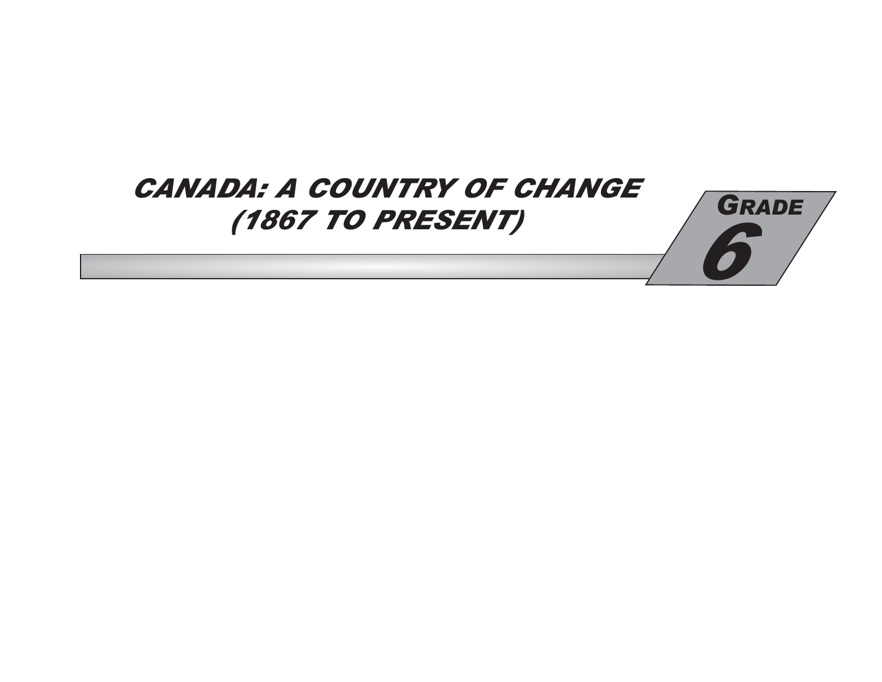# CANADA: A COUNTRY OF CHANGE (1867 TO PRESENT)

GRADE 6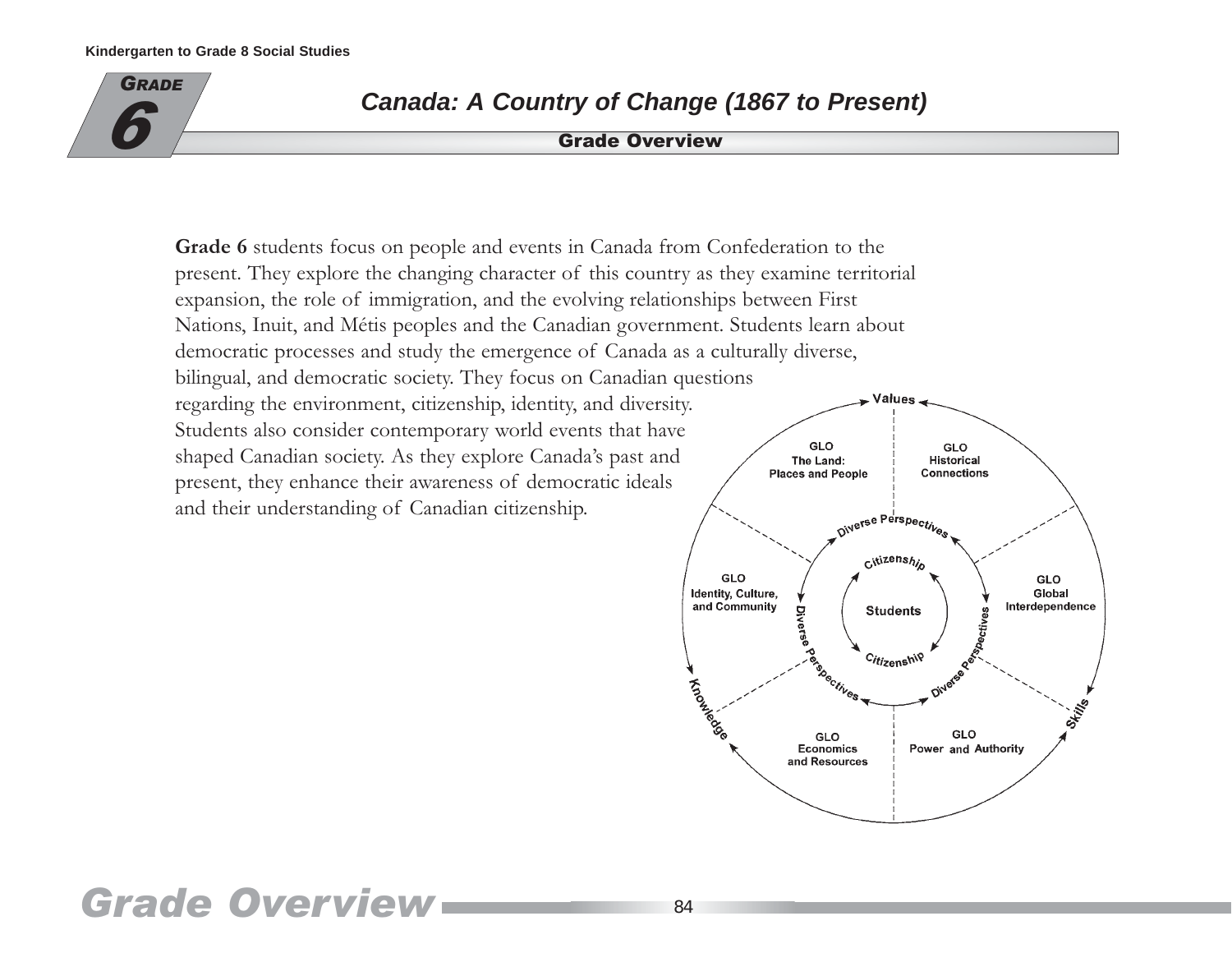# Grade 6

## Canada: A Country of Change (1867 to Present)

### Grade Overview

**Grade 6** students focus on people and events in Canada from Confederation to the present. They explore the changing character of this country as they examine territorial expansion, the role of immigration, and the evolving relationships between First Nations, Inuit, and Métis peoples and the Canadian government. Students learn about democratic processes and study the emergence of Canada as a culturally diverse, bilingual, and democratic society. They focus on Canadian questions regarding the environment, citizenship, identity, and diversity. Students also consider contemporary world events that have shaped Canadian society. As they explore Canada's past and present, they enhance their awareness of democratic ideals and their understanding of Canadian citizenship.

Values

GLO The Land: Places and People

GLO Historical Connections

GLO Identity, Culture, and Community

GLO Global Interdependence

GLO Economics and Resources

GLO Power and Authority

Diverse Perspectives

Citizenship

Students

Knowledge

Skills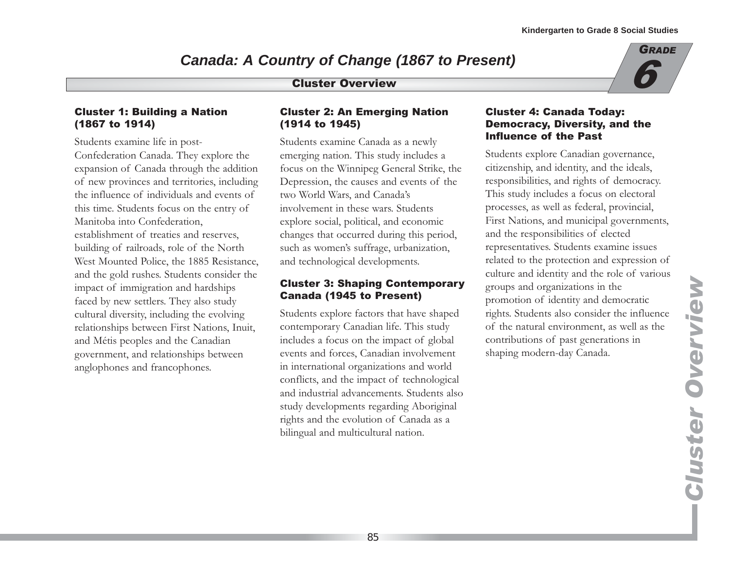# Canada: A Country of Change (1867 to Present)

## Cluster Overview

### Cluster 1: Building a Nation (1867 to 1914)

Students examine life in post-Confederation Canada. They explore the expansion of Canada through the addition of new provinces and territories, including the influence of individuals and events of this time. Students focus on the entry of Manitoba into Confederation, establishment of treaties and reserves, building of railroads, role of the North West Mounted Police, the 1885 Resistance, and the gold rushes. Students consider the impact of immigration and hardships faced by new settlers. They also study cultural diversity, including the evolving relationships between First Nations, Inuit, and Métis peoples and the Canadian government, and relationships between anglophones and francophones.

### Cluster 2: An Emerging Nation (1914 to 1945)

Students examine Canada as a newly emerging nation. This study includes a focus on the Winnipeg General Strike, the Depression, the causes and events of the two World Wars, and Canada's involvement in these wars. Students explore social, political, and economic changes that occurred during this period, such as women's suffrage, urbanization, and technological developments.

### Cluster 3: Shaping Contemporary Canada (1945 to Present)

Students explore factors that have shaped contemporary Canadian life. This study includes a focus on the impact of global events and forces, Canadian involvement in international organizations and world conflicts, and the impact of technological and industrial advancements. Students also study developments regarding Aboriginal rights and the evolution of Canada as a bilingual and multicultural nation.

### Cluster 4: Canada Today: Democracy, Diversity, and the Influence of the Past

Students explore Canadian governance, citizenship, and identity, and the ideals, responsibilities, and rights of democracy. This study includes a focus on electoral processes, as well as federal, provincial, First Nations, and municipal governments, and the responsibilities of elected representatives. Students examine issues related to the protection and expression of culture and identity and the role of various groups and organizations in the promotion of identity and democratic rights. Students also consider the influence of the natural environment, as well as the contributions of past generations in shaping modern-day Canada.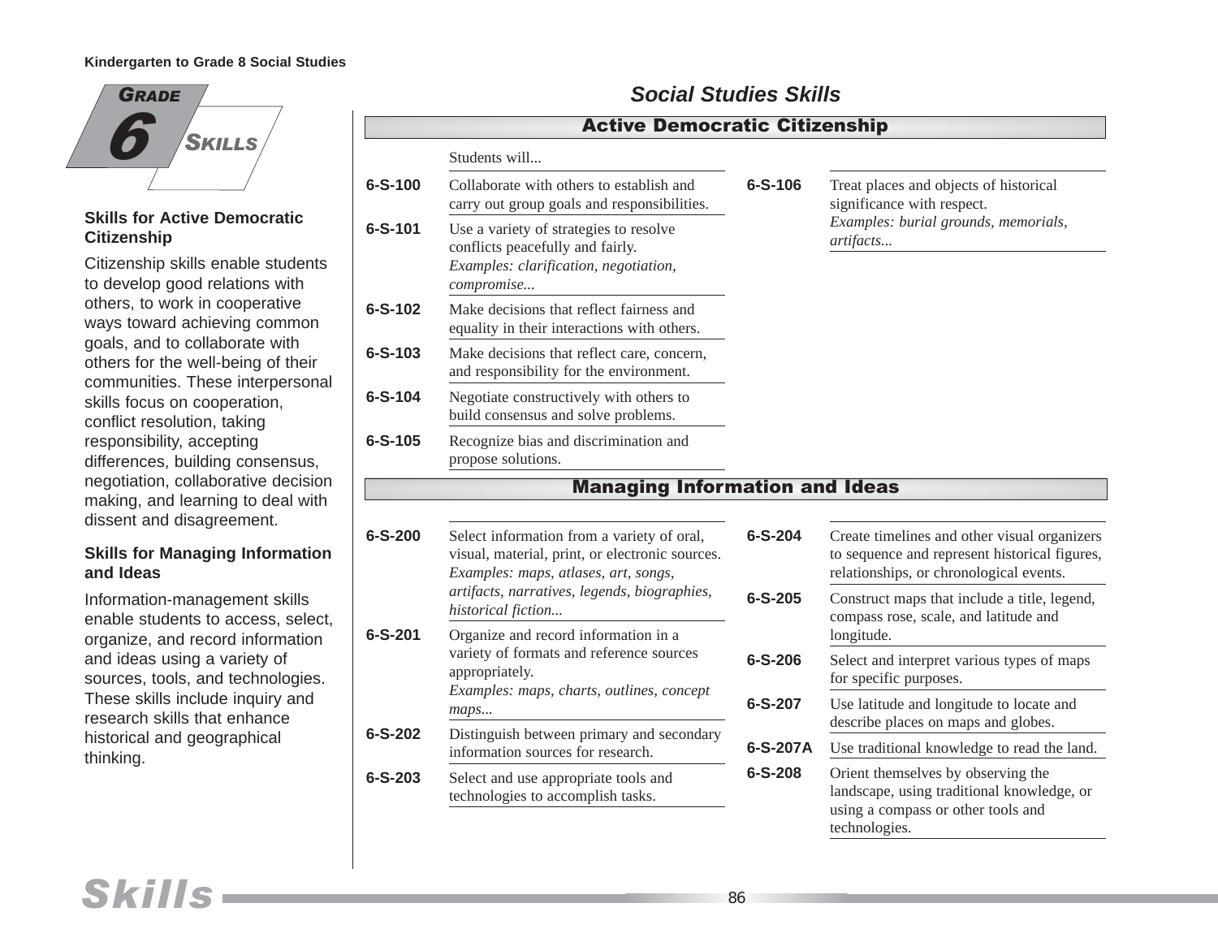# Grade 6 Skills

## Social Studies Skills

### Skills for Active Democratic Citizenship

Citizenship skills enable students to develop good relations with others, to work in cooperative ways toward achieving common goals, and to collaborate with others for the well-being of their communities. These interpersonal skills focus on cooperation, conflict resolution, taking responsibility, accepting differences, building consensus, negotiation, collaborative decision making, and learning to deal with dissent and disagreement.

### Skills for Managing Information and Ideas

Information-management skills enable students to access, select, organize, and record information and ideas using a variety of sources, tools, and technologies. These skills include inquiry and research skills that enhance historical and geographical thinking.

### Active Democratic Citizenship

Students will...

**6-S-100** Collaborate with others to establish and carry out group goals and responsibilities.

**6-S-101** Use a variety of strategies to resolve conflicts peacefully and fairly.
*Examples: clarification, negotiation, compromise...*

**6-S-102** Make decisions that reflect fairness and equality in their interactions with others.

**6-S-103** Make decisions that reflect care, concern, and responsibility for the environment.

**6-S-104** Negotiate constructively with others to build consensus and solve problems.

**6-S-105** Recognize bias and discrimination and propose solutions.

**6-S-106** Treat places and objects of historical significance with respect.
*Examples: burial grounds, memorials, artifacts...*

### Managing Information and Ideas

**6-S-200** Select information from a variety of oral, visual, material, print, or electronic sources.
*Examples: maps, atlases, art, songs, artifacts, narratives, legends, biographies, historical fiction...*

**6-S-201** Organize and record information in a variety of formats and reference sources appropriately.
*Examples: maps, charts, outlines, concept maps...*

**6-S-202** Distinguish between primary and secondary information sources for research.

**6-S-203** Select and use appropriate tools and technologies to accomplish tasks.

**6-S-204** Create timelines and other visual organizers to sequence and represent historical figures, relationships, or chronological events.

**6-S-205** Construct maps that include a title, legend, compass rose, scale, and latitude and longitude.

**6-S-206** Select and interpret various types of maps for specific purposes.

**6-S-207** Use latitude and longitude to locate and describe places on maps and globes.

**6-S-207A** Use traditional knowledge to read the land.

**6-S-208** Orient themselves by observing the landscape, using traditional knowledge, or using a compass or other tools and technologies.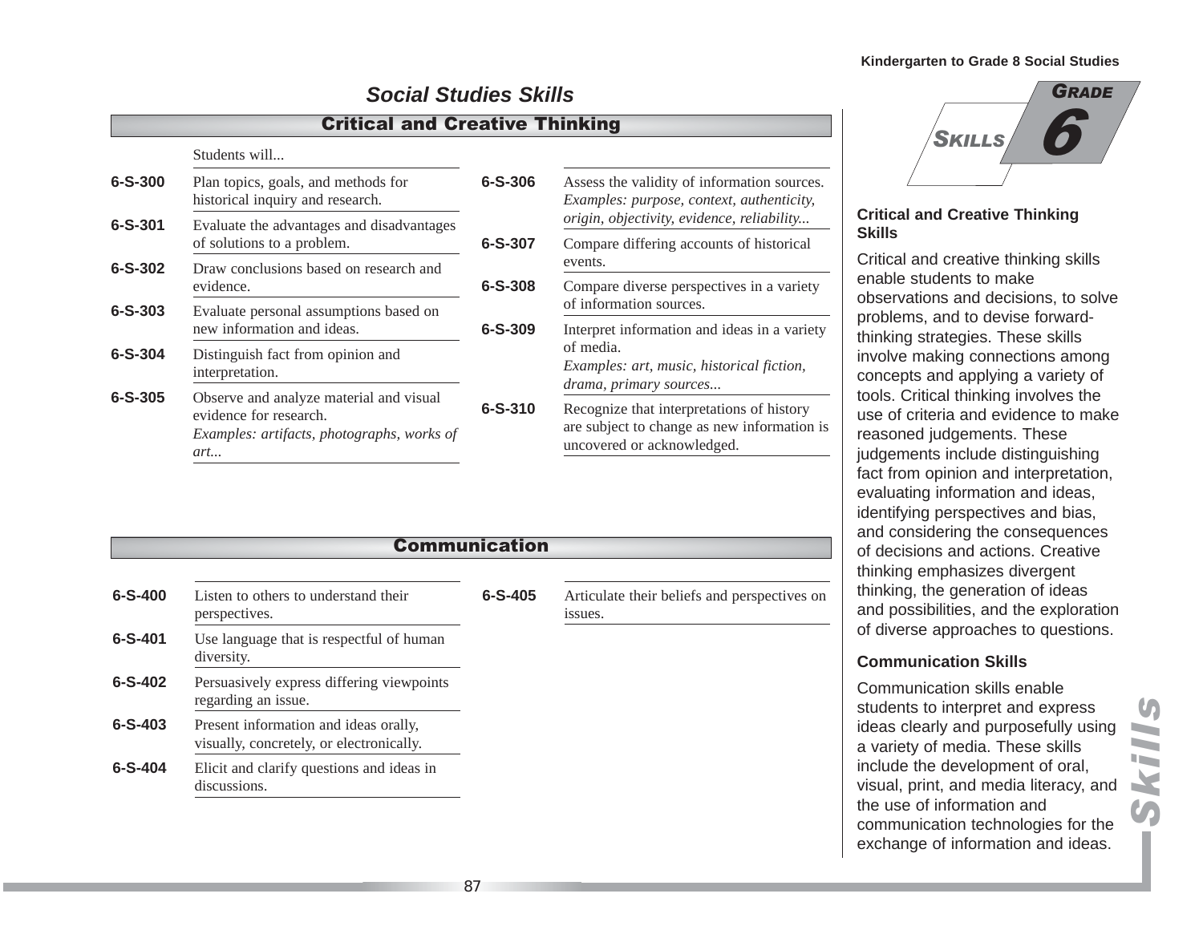# Social Studies Skills

## Critical and Creative Thinking

Students will...

| | |
|---|---|
| **6-S-300** | Plan topics, goals, and methods for historical inquiry and research. |
| **6-S-301** | Evaluate the advantages and disadvantages of solutions to a problem. |
| **6-S-302** | Draw conclusions based on research and evidence. |
| **6-S-303** | Evaluate personal assumptions based on new information and ideas. |
| **6-S-304** | Distinguish fact from opinion and interpretation. |
| **6-S-305** | Observe and analyze material and visual evidence for research. *Examples: artifacts, photographs, works of art...* |
| **6-S-306** | Assess the validity of information sources. *Examples: purpose, context, authenticity, origin, objectivity, evidence, reliability...* |
| **6-S-307** | Compare differing accounts of historical events. |
| **6-S-308** | Compare diverse perspectives in a variety of information sources. |
| **6-S-309** | Interpret information and ideas in a variety of media. *Examples: art, music, historical fiction, drama, primary sources...* |
| **6-S-310** | Recognize that interpretations of history are subject to change as new information is uncovered or acknowledged. |

## Communication

| | |
|---|---|
| **6-S-400** | Listen to others to understand their perspectives. |
| **6-S-401** | Use language that is respectful of human diversity. |
| **6-S-402** | Persuasively express differing viewpoints regarding an issue. |
| **6-S-403** | Present information and ideas orally, visually, concretely, or electronically. |
| **6-S-404** | Elicit and clarify questions and ideas in discussions. |
| **6-S-405** | Articulate their beliefs and perspectives on issues. |

**Grade 6 Skills**

### Critical and Creative Thinking Skills

Critical and creative thinking skills enable students to make observations and decisions, to solve problems, and to devise forward-thinking strategies. These skills involve making connections among concepts and applying a variety of tools. Critical thinking involves the use of criteria and evidence to make reasoned judgements. These judgements include distinguishing fact from opinion and interpretation, evaluating information and ideas, identifying perspectives and bias, and considering the consequences of decisions and actions. Creative thinking emphasizes divergent thinking, the generation of ideas and possibilities, and the exploration of diverse approaches to questions.

### Communication Skills

Communication skills enable students to interpret and express ideas clearly and purposefully using a variety of media. These skills include the development of oral, visual, print, and media literacy, and the use of information and communication technologies for the exchange of information and ideas.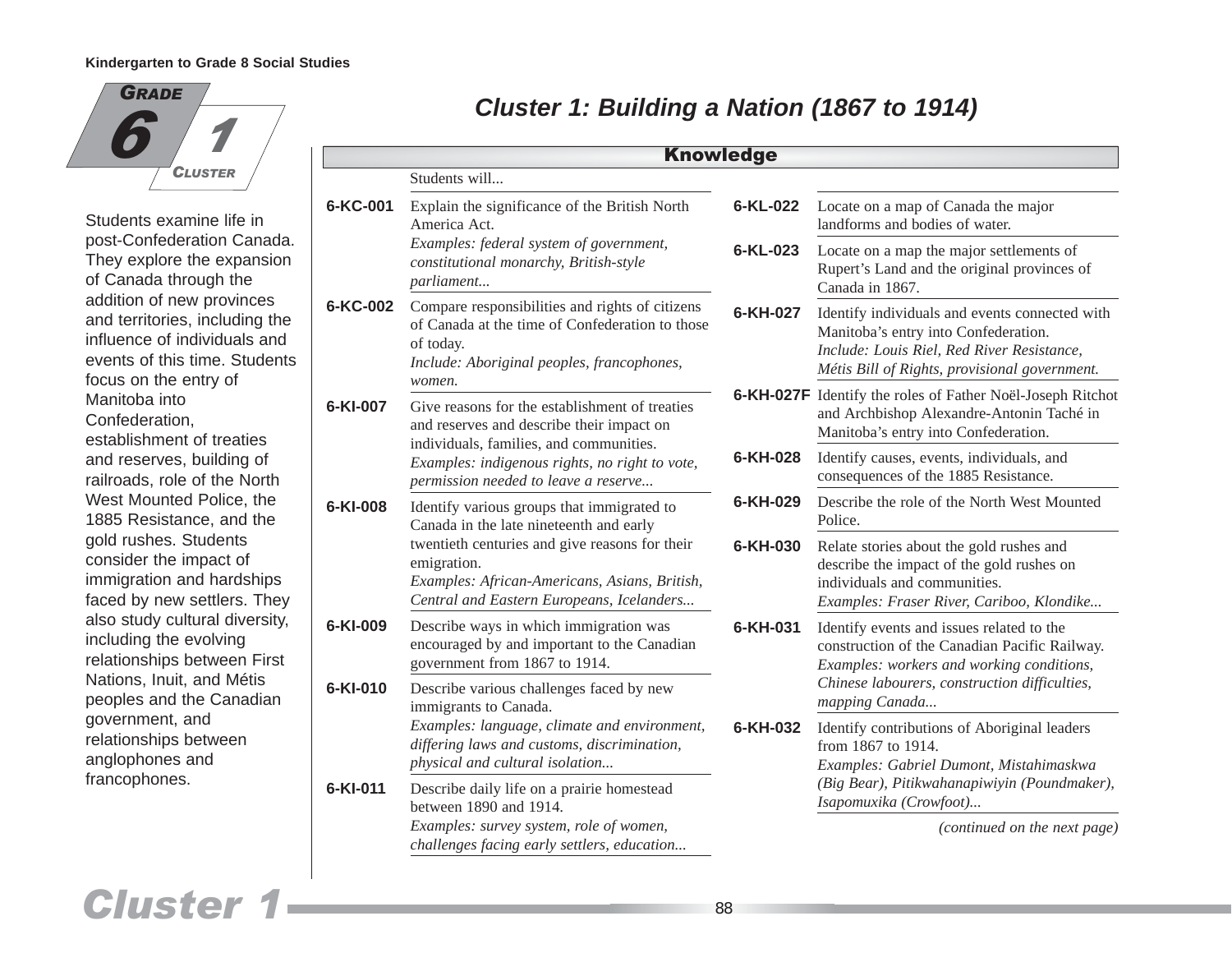# Cluster 1: Building a Nation (1867 to 1914)

**Grade 6 — Cluster 1**

Students examine life in post-Confederation Canada. They explore the expansion of Canada through the addition of new provinces and territories, including the influence of individuals and events of this time. Students focus on the entry of Manitoba into Confederation, establishment of treaties and reserves, building of railroads, role of the North West Mounted Police, the 1885 Resistance, and the gold rushes. Students consider the impact of immigration and hardships faced by new settlers. They also study cultural diversity, including the evolving relationships between First Nations, Inuit, and Métis peoples and the Canadian government, and relationships between anglophones and francophones.

## Knowledge

Students will...

**6-KC-001** Explain the significance of the British North America Act.
*Examples: federal system of government, constitutional monarchy, British-style parliament...*

**6-KC-002** Compare responsibilities and rights of citizens of Canada at the time of Confederation to those of today.
*Include: Aboriginal peoples, francophones, women.*

**6-KI-007** Give reasons for the establishment of treaties and reserves and describe their impact on individuals, families, and communities.
*Examples: indigenous rights, no right to vote, permission needed to leave a reserve...*

**6-KI-008** Identify various groups that immigrated to Canada in the late nineteenth and early twentieth centuries and give reasons for their emigration.
*Examples: African-Americans, Asians, British, Central and Eastern Europeans, Icelanders...*

**6-KI-009** Describe ways in which immigration was encouraged by and important to the Canadian government from 1867 to 1914.

**6-KI-010** Describe various challenges faced by new immigrants to Canada.
*Examples: language, climate and environment, differing laws and customs, discrimination, physical and cultural isolation...*

**6-KI-011** Describe daily life on a prairie homestead between 1890 and 1914.
*Examples: survey system, role of women, challenges facing early settlers, education...*

**6-KL-022** Locate on a map of Canada the major landforms and bodies of water.

**6-KL-023** Locate on a map the major settlements of Rupert's Land and the original provinces of Canada in 1867.

**6-KH-027** Identify individuals and events connected with Manitoba's entry into Confederation.
*Include: Louis Riel, Red River Resistance, Métis Bill of Rights, provisional government.*

**6-KH-027F** Identify the roles of Father Noël-Joseph Ritchot and Archbishop Alexandre-Antonin Taché in Manitoba's entry into Confederation.

**6-KH-028** Identify causes, events, individuals, and consequences of the 1885 Resistance.

**6-KH-029** Describe the role of the North West Mounted Police.

**6-KH-030** Relate stories about the gold rushes and describe the impact of the gold rushes on individuals and communities.
*Examples: Fraser River, Cariboo, Klondike...*

**6-KH-031** Identify events and issues related to the construction of the Canadian Pacific Railway.
*Examples: workers and working conditions, Chinese labourers, construction difficulties, mapping Canada...*

**6-KH-032** Identify contributions of Aboriginal leaders from 1867 to 1914.
*Examples: Gabriel Dumont, Mistahimaskwa (Big Bear), Pitikwahanapiwiyin (Poundmaker), Isapomuxika (Crowfoot)...*

*(continued on the next page)*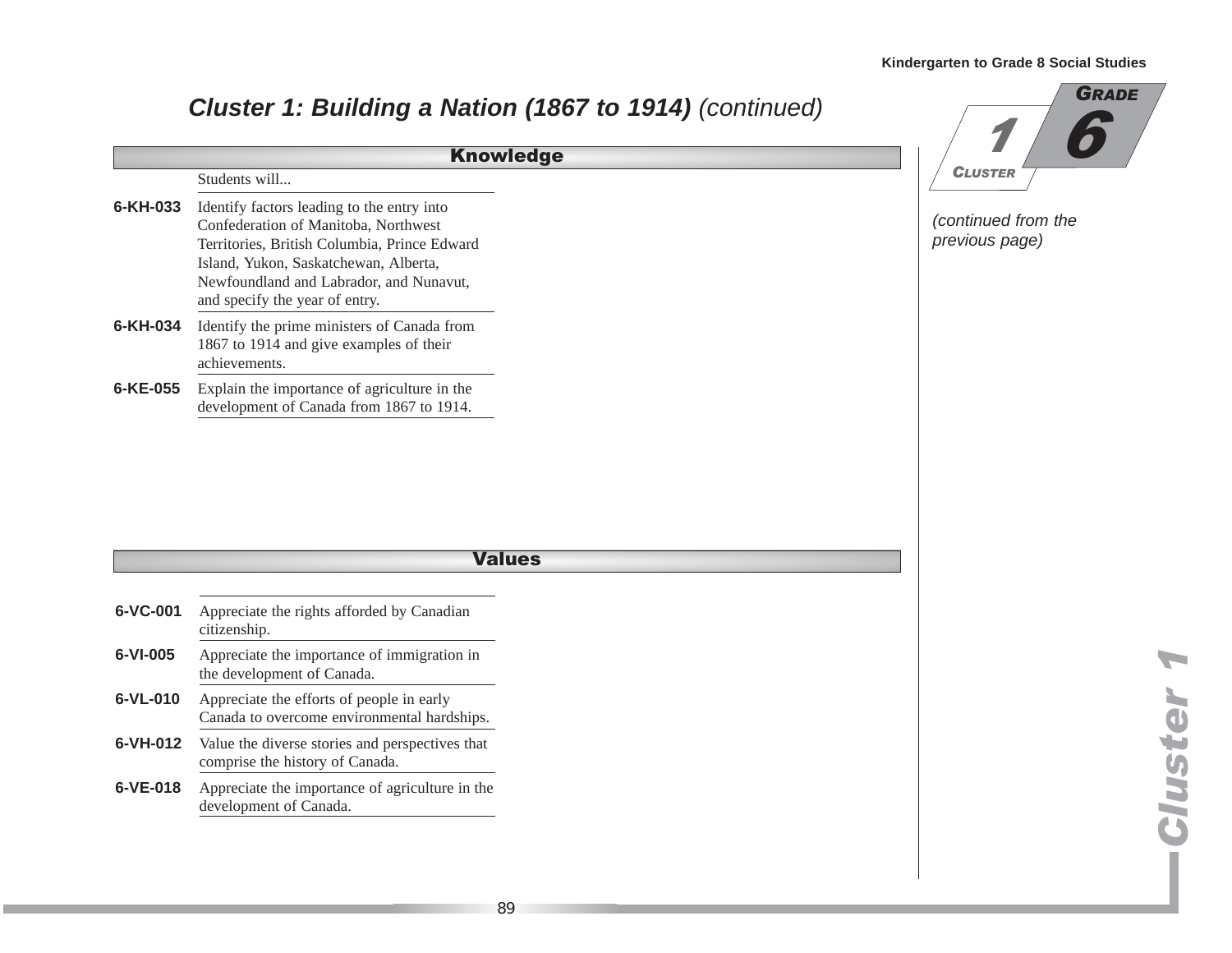# *Cluster 1: Building a Nation (1867 to 1914) (continued)*

*(continued from the previous page)*

## Knowledge

Students will...

**6-KH-033** Identify factors leading to the entry into Confederation of Manitoba, Northwest Territories, British Columbia, Prince Edward Island, Yukon, Saskatchewan, Alberta, Newfoundland and Labrador, and Nunavut, and specify the year of entry.

**6-KH-034** Identify the prime ministers of Canada from 1867 to 1914 and give examples of their achievements.

**6-KE-055** Explain the importance of agriculture in the development of Canada from 1867 to 1914.

## Values

**6-VC-001** Appreciate the rights afforded by Canadian citizenship.

**6-VI-005** Appreciate the importance of immigration in the development of Canada.

**6-VL-010** Appreciate the efforts of people in early Canada to overcome environmental hardships.

**6-VH-012** Value the diverse stories and perspectives that comprise the history of Canada.

**6-VE-018** Appreciate the importance of agriculture in the development of Canada.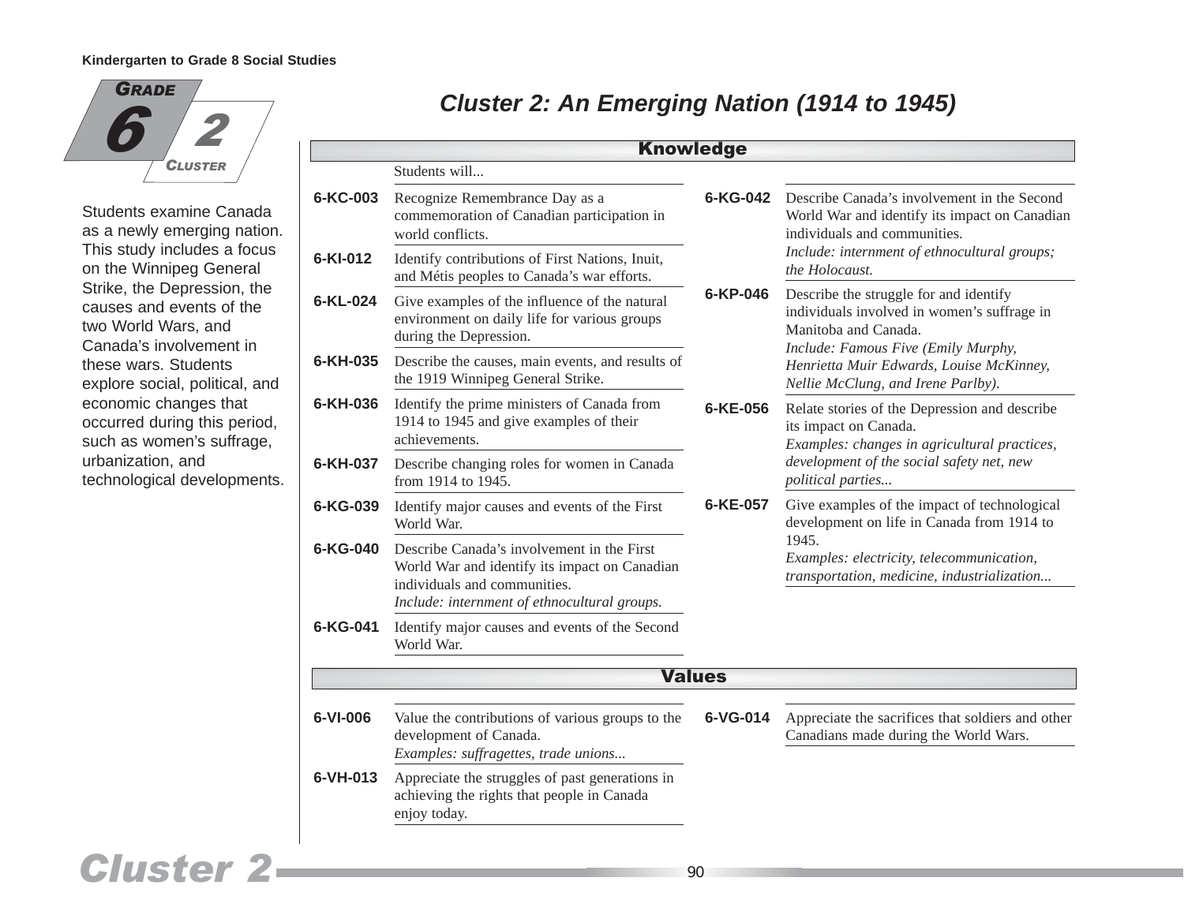**Grade 6 — Cluster 2**

# Cluster 2: An Emerging Nation (1914 to 1945)

Students examine Canada as a newly emerging nation. This study includes a focus on the Winnipeg General Strike, the Depression, the causes and events of the two World Wars, and Canada's involvement in these wars. Students explore social, political, and economic changes that occurred during this period, such as women's suffrage, urbanization, and technological developments.

## Knowledge

Students will...

**6-KC-003** Recognize Remembrance Day as a commemoration of Canadian participation in world conflicts.

**6-KI-012** Identify contributions of First Nations, Inuit, and Métis peoples to Canada's war efforts.

**6-KL-024** Give examples of the influence of the natural environment on daily life for various groups during the Depression.

**6-KH-035** Describe the causes, main events, and results of the 1919 Winnipeg General Strike.

**6-KH-036** Identify the prime ministers of Canada from 1914 to 1945 and give examples of their achievements.

**6-KH-037** Describe changing roles for women in Canada from 1914 to 1945.

**6-KG-039** Identify major causes and events of the First World War.

**6-KG-040** Describe Canada's involvement in the First World War and identify its impact on Canadian individuals and communities.
*Include: internment of ethnocultural groups.*

**6-KG-041** Identify major causes and events of the Second World War.

**6-KG-042** Describe Canada's involvement in the Second World War and identify its impact on Canadian individuals and communities.
*Include: internment of ethnocultural groups; the Holocaust.*

**6-KP-046** Describe the struggle for and identify individuals involved in women's suffrage in Manitoba and Canada.
*Include: Famous Five (Emily Murphy, Henrietta Muir Edwards, Louise McKinney, Nellie McClung, and Irene Parlby).*

**6-KE-056** Relate stories of the Depression and describe its impact on Canada.
*Examples: changes in agricultural practices, development of the social safety net, new political parties...*

**6-KE-057** Give examples of the impact of technological development on life in Canada from 1914 to 1945.
*Examples: electricity, telecommunication, transportation, medicine, industrialization...*

## Values

**6-VI-006** Value the contributions of various groups to the development of Canada.
*Examples: suffragettes, trade unions...*

**6-VH-013** Appreciate the struggles of past generations in achieving the rights that people in Canada enjoy today.

**6-VG-014** Appreciate the sacrifices that soldiers and other Canadians made during the World Wars.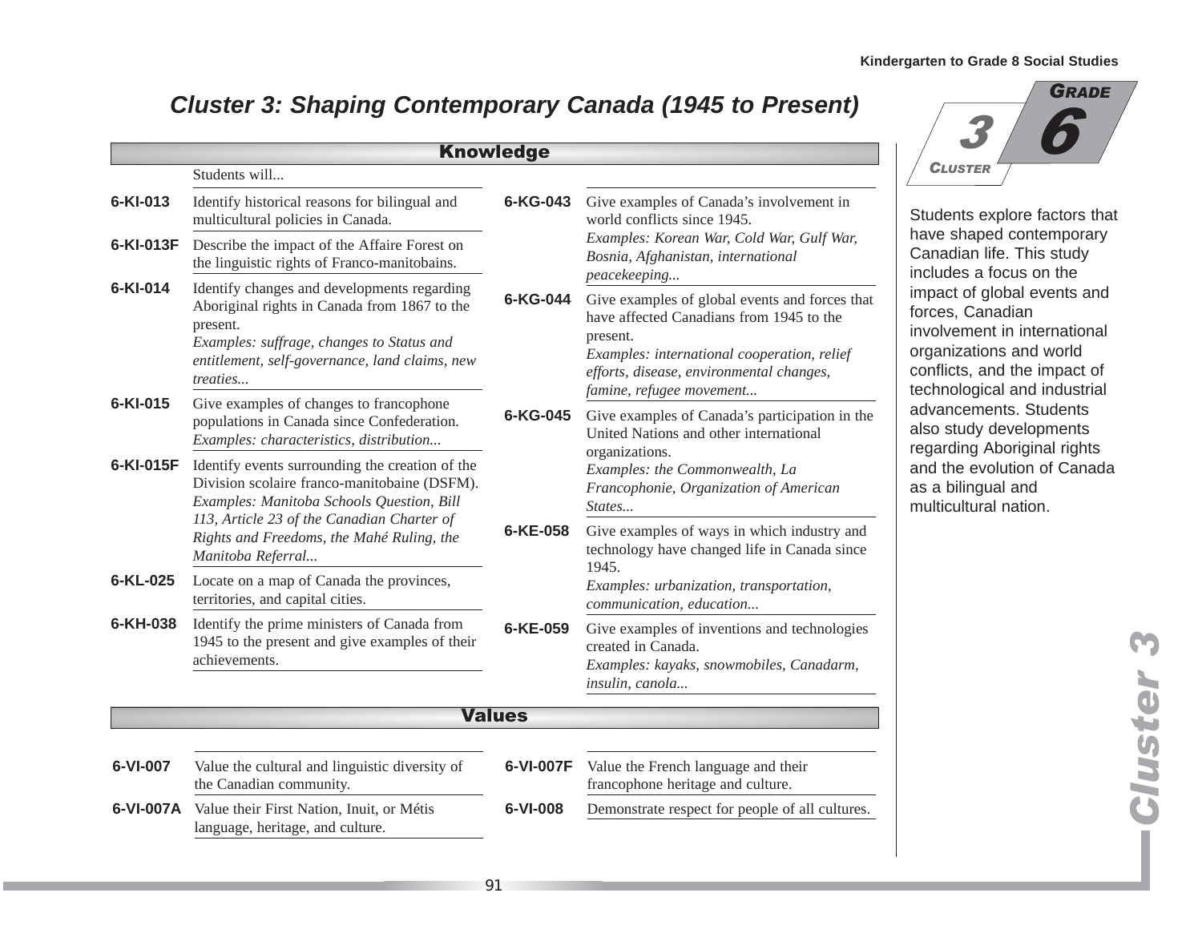# Cluster 3: Shaping Contemporary Canada (1945 to Present)

Students explore factors that have shaped contemporary Canadian life. This study includes a focus on the impact of global events and forces, Canadian involvement in international organizations and world conflicts, and the impact of technological and industrial advancements. Students also study developments regarding Aboriginal rights and the evolution of Canada as a bilingual and multicultural nation.

## Knowledge

Students will...

**6-KI-013** Identify historical reasons for bilingual and multicultural policies in Canada.

**6-KI-013F** Describe the impact of the Affaire Forest on the linguistic rights of Franco-manitobains.

**6-KI-014** Identify changes and developments regarding Aboriginal rights in Canada from 1867 to the present.
*Examples: suffrage, changes to Status and entitlement, self-governance, land claims, new treaties...*

**6-KI-015** Give examples of changes to francophone populations in Canada since Confederation.
*Examples: characteristics, distribution...*

**6-KI-015F** Identify events surrounding the creation of the Division scolaire franco-manitobaine (DSFM).
*Examples: Manitoba Schools Question, Bill 113, Article 23 of the Canadian Charter of Rights and Freedoms, the Mahé Ruling, the Manitoba Referral...*

**6-KL-025** Locate on a map of Canada the provinces, territories, and capital cities.

**6-KH-038** Identify the prime ministers of Canada from 1945 to the present and give examples of their achievements.

**6-KG-043** Give examples of Canada's involvement in world conflicts since 1945.
*Examples: Korean War, Cold War, Gulf War, Bosnia, Afghanistan, international peacekeeping...*

**6-KG-044** Give examples of global events and forces that have affected Canadians from 1945 to the present.
*Examples: international cooperation, relief efforts, disease, environmental changes, famine, refugee movement...*

**6-KG-045** Give examples of Canada's participation in the United Nations and other international organizations.
*Examples: the Commonwealth, La Francophonie, Organization of American States...*

**6-KE-058** Give examples of ways in which industry and technology have changed life in Canada since 1945.
*Examples: urbanization, transportation, communication, education...*

**6-KE-059** Give examples of inventions and technologies created in Canada.
*Examples: kayaks, snowmobiles, Canadarm, insulin, canola...*

## Values

**6-VI-007** Value the cultural and linguistic diversity of the Canadian community.

**6-VI-007A** Value their First Nation, Inuit, or Métis language, heritage, and culture.

**6-VI-007F** Value the French language and their francophone heritage and culture.

**6-VI-008** Demonstrate respect for people of all cultures.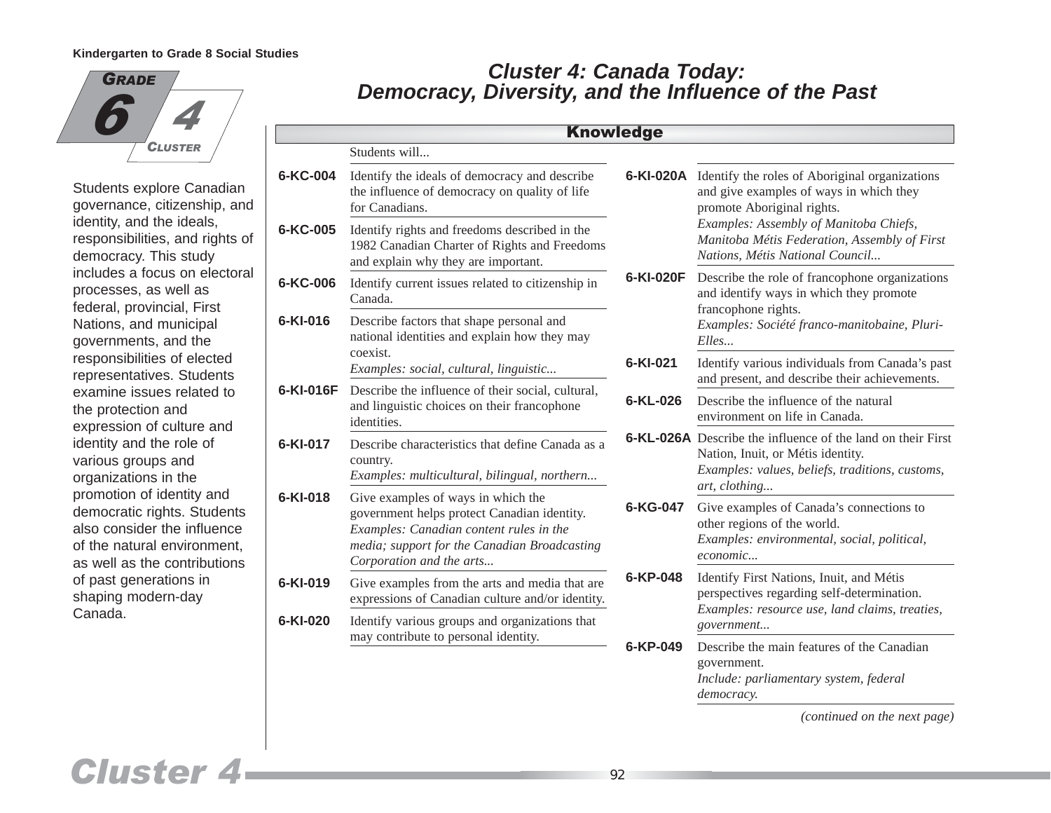# Cluster 4: Canada Today: Democracy, Diversity, and the Influence of the Past

**Grade 6 — Cluster 4**

Students explore Canadian governance, citizenship, and identity, and the ideals, responsibilities, and rights of democracy. This study includes a focus on electoral processes, as well as federal, provincial, First Nations, and municipal governments, and the responsibilities of elected representatives. Students examine issues related to the protection and expression of culture and identity and the role of various groups and organizations in the promotion of identity and democratic rights. Students also consider the influence of the natural environment, as well as the contributions of past generations in shaping modern-day Canada.

## Knowledge

Students will...

**6-KC-004** Identify the ideals of democracy and describe the influence of democracy on quality of life for Canadians.

**6-KC-005** Identify rights and freedoms described in the 1982 Canadian Charter of Rights and Freedoms and explain why they are important.

**6-KC-006** Identify current issues related to citizenship in Canada.

**6-KI-016** Describe factors that shape personal and national identities and explain how they may coexist.
*Examples: social, cultural, linguistic...*

**6-KI-016F** Describe the influence of their social, cultural, and linguistic choices on their francophone identities.

**6-KI-017** Describe characteristics that define Canada as a country.
*Examples: multicultural, bilingual, northern...*

**6-KI-018** Give examples of ways in which the government helps protect Canadian identity.
*Examples: Canadian content rules in the media; support for the Canadian Broadcasting Corporation and the arts...*

**6-KI-019** Give examples from the arts and media that are expressions of Canadian culture and/or identity.

**6-KI-020** Identify various groups and organizations that may contribute to personal identity.

**6-KI-020A** Identify the roles of Aboriginal organizations and give examples of ways in which they promote Aboriginal rights.
*Examples: Assembly of Manitoba Chiefs, Manitoba Métis Federation, Assembly of First Nations, Métis National Council...*

**6-KI-020F** Describe the role of francophone organizations and identify ways in which they promote francophone rights.
*Examples: Société franco-manitobaine, Pluri-Elles...*

**6-KI-021** Identify various individuals from Canada's past and present, and describe their achievements.

**6-KL-026** Describe the influence of the natural environment on life in Canada.

**6-KL-026A** Describe the influence of the land on their First Nation, Inuit, or Métis identity.
*Examples: values, beliefs, traditions, customs, art, clothing...*

**6-KG-047** Give examples of Canada's connections to other regions of the world.
*Examples: environmental, social, political, economic...*

**6-KP-048** Identify First Nations, Inuit, and Métis perspectives regarding self-determination.
*Examples: resource use, land claims, treaties, government...*

**6-KP-049** Describe the main features of the Canadian government.
*Include: parliamentary system, federal democracy.*

*(continued on the next page)*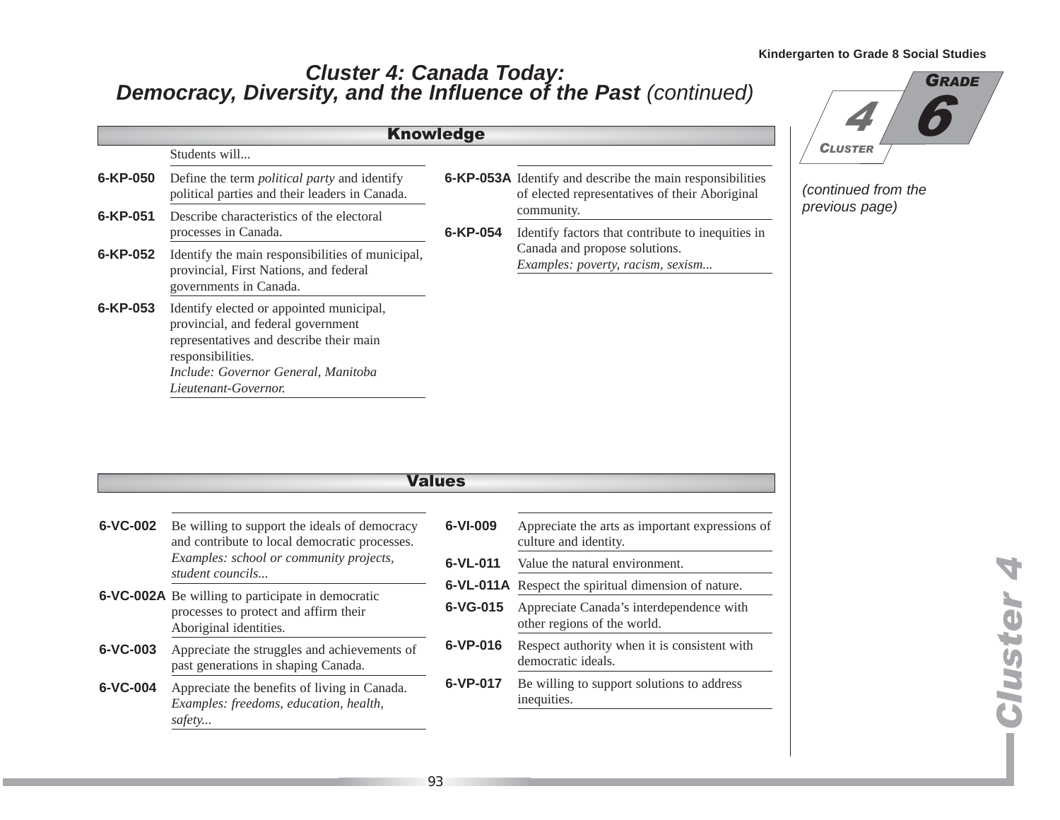# Cluster 4: Canada Today: Democracy, Diversity, and the Influence of the Past *(continued)*

*(continued from the previous page)*

## Knowledge

Students will...

**6-KP-050** Define the term *political party* and identify political parties and their leaders in Canada.

**6-KP-051** Describe characteristics of the electoral processes in Canada.

**6-KP-052** Identify the main responsibilities of municipal, provincial, First Nations, and federal governments in Canada.

**6-KP-053** Identify elected or appointed municipal, provincial, and federal government representatives and describe their main responsibilities.
*Include: Governor General, Manitoba Lieutenant-Governor.*

**6-KP-053A** Identify and describe the main responsibilities of elected representatives of their Aboriginal community.

**6-KP-054** Identify factors that contribute to inequities in Canada and propose solutions.
*Examples: poverty, racism, sexism...*

## Values

**6-VC-002** Be willing to support the ideals of democracy and contribute to local democratic processes.
*Examples: school or community projects, student councils...*

**6-VC-002A** Be willing to participate in democratic processes to protect and affirm their Aboriginal identities.

**6-VC-003** Appreciate the struggles and achievements of past generations in shaping Canada.

**6-VC-004** Appreciate the benefits of living in Canada.
*Examples: freedoms, education, health, safety...*

**6-VI-009** Appreciate the arts as important expressions of culture and identity.

**6-VL-011** Value the natural environment.

**6-VL-011A** Respect the spiritual dimension of nature.

**6-VG-015** Appreciate Canada's interdependence with other regions of the world.

**6-VP-016** Respect authority when it is consistent with democratic ideals.

**6-VP-017** Be willing to support solutions to address inequities.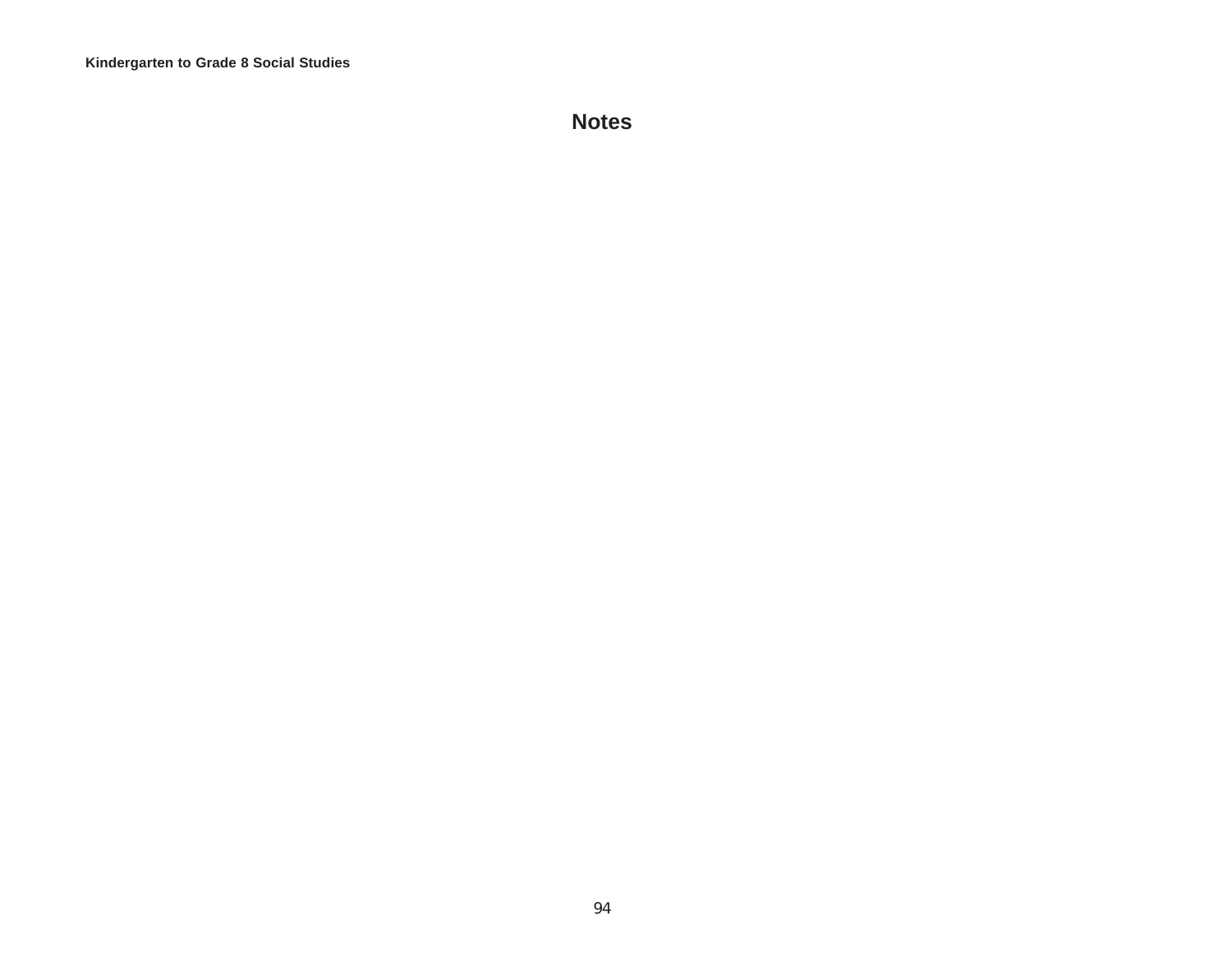# Notes